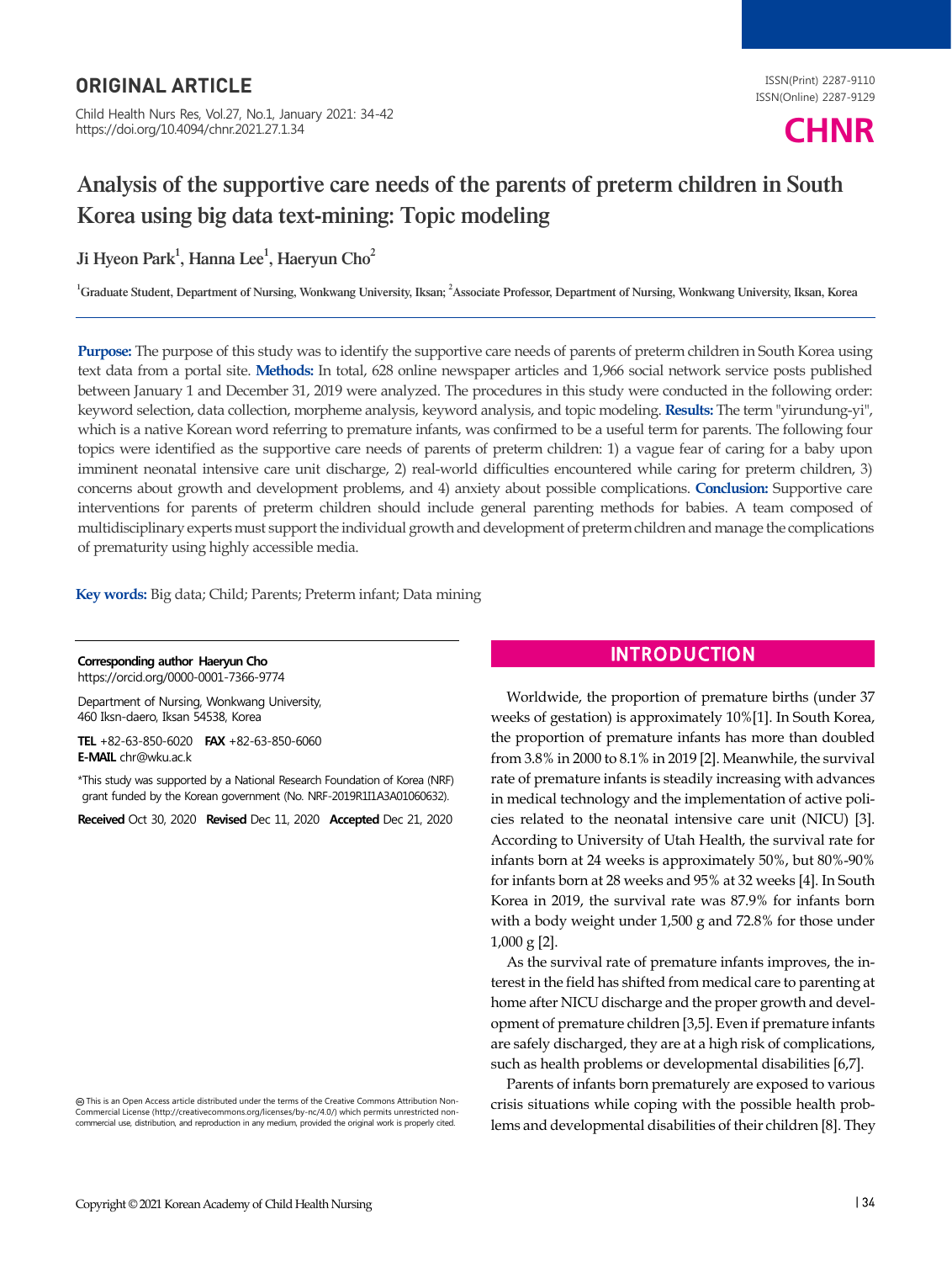## ORIGINAL ARTICLE

# Analysis of the supportive care needs of the parents of preterm children in South Korea using big data text-mining: Topic modeling

**Ji Hyeon Park[1], Hanna Lee[1], Haeryun Cho[2]**

[1]Graduate Student, Department of Nursing, Wonkwang University, Iksan; [2]Associate Professor, Department of Nursing, Wonkwang University, Iksan, Korea

**Purpose:** The purpose of this study was to identify the supportive care needs of parents of preterm children in South Korea using text data from a portal site. **Methods:** In total, 628 online newspaper articles and 1,966 social network service posts published between January 1 and December 31, 2019 were analyzed. The procedures in this study were conducted in the following order: keyword selection, data collection, morpheme analysis, keyword analysis, and topic modeling. **Results:** The term "yirundung-yi", which is a native Korean word referring to premature infants, was confirmed to be a useful term for parents. The following four topics were identified as the supportive care needs of parents of preterm children: 1) a vague fear of caring for a baby upon imminent neonatal intensive care unit discharge, 2) real-world difficulties encountered while caring for preterm children, 3) concerns about growth and development problems, and 4) anxiety about possible complications. **Conclusion:** Supportive care interventions for parents of preterm children should include general parenting methods for babies. A team composed of multidisciplinary experts must support the individual growth and development of preterm children and manage the complications of prematurity using highly accessible media.

**Key words:** Big data; Child; Parents; Preterm infant; Data mining

**Corresponding author** Haeryun Cho
https://orcid.org/0000-0001-7366-9774

Department of Nursing, Wonkwang University, 460 Iksn-daero, Iksan 54538, Korea

**TEL** +82-63-850-6020 **FAX** +82-63-850-6060
**E-MAIL** chr@wku.ac.k

*This study was supported by a National Research Foundation of Korea (NRF) grant funded by the Korean government (No. NRF-2019R1I1A3A01060632).

**Received** Oct 30, 2020 **Revised** Dec 11, 2020 **Accepted** Dec 21, 2020

This is an Open Access article distributed under the terms of the Creative Commons Attribution Non-Commercial License (http://creativecommons.org/licenses/by-nc/4.0/) which permits unrestricted non-commercial use, distribution, and reproduction in any medium, provided the original work is properly cited.

## INTRODUCTION

Worldwide, the proportion of premature births (under 37 weeks of gestation) is approximately 10%[1]. In South Korea, the proportion of premature infants has more than doubled from 3.8% in 2000 to 8.1% in 2019 [2]. Meanwhile, the survival rate of premature infants is steadily increasing with advances in medical technology and the implementation of active policies related to the neonatal intensive care unit (NICU) [3]. According to University of Utah Health, the survival rate for infants born at 24 weeks is approximately 50%, but 80%-90% for infants born at 28 weeks and 95% at 32 weeks [4]. In South Korea in 2019, the survival rate was 87.9% for infants born with a body weight under 1,500 g and 72.8% for those under 1,000 g [2].

As the survival rate of premature infants improves, the interest in the field has shifted from medical care to parenting at home after NICU discharge and the proper growth and development of premature children [3,5]. Even if premature infants are safely discharged, they are at a high risk of complications, such as health problems or developmental disabilities [6,7].

Parents of infants born prematurely are exposed to various crisis situations while coping with the possible health problems and developmental disabilities of their children [8]. They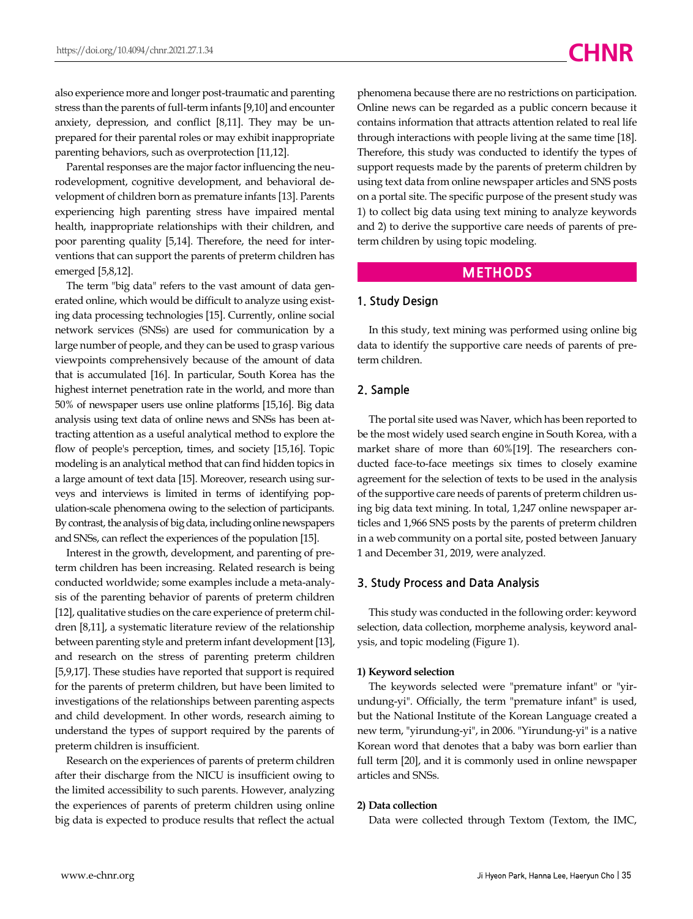also experience more and longer post-traumatic and parenting stress than the parents of full-term infants [9,10] and encounter anxiety, depression, and conflict [8,11]. They may be unprepared for their parental roles or may exhibit inappropriate parenting behaviors, such as overprotection [11,12].

Parental responses are the major factor influencing the neurodevelopment, cognitive development, and behavioral development of children born as premature infants [13]. Parents experiencing high parenting stress have impaired mental health, inappropriate relationships with their children, and poor parenting quality [5,14]. Therefore, the need for interventions that can support the parents of preterm children has emerged [5,8,12].

The term "big data" refers to the vast amount of data generated online, which would be difficult to analyze using existing data processing technologies [15]. Currently, online social network services (SNSs) are used for communication by a large number of people, and they can be used to grasp various viewpoints comprehensively because of the amount of data that is accumulated [16]. In particular, South Korea has the highest internet penetration rate in the world, and more than 50% of newspaper users use online platforms [15,16]. Big data analysis using text data of online news and SNSs has been attracting attention as a useful analytical method to explore the flow of people's perception, times, and society [15,16]. Topic modeling is an analytical method that can find hidden topics in a large amount of text data [15]. Moreover, research using surveys and interviews is limited in terms of identifying population-scale phenomena owing to the selection of participants. By contrast, the analysis of big data, including online newspapers and SNSs, can reflect the experiences of the population [15].

Interest in the growth, development, and parenting of preterm children has been increasing. Related research is being conducted worldwide; some examples include a meta-analysis of the parenting behavior of parents of preterm children [12], qualitative studies on the care experience of preterm children [8,11], a systematic literature review of the relationship between parenting style and preterm infant development [13], and research on the stress of parenting preterm children [5,9,17]. These studies have reported that support is required for the parents of preterm children, but have been limited to investigations of the relationships between parenting aspects and child development. In other words, research aiming to understand the types of support required by the parents of preterm children is insufficient.

Research on the experiences of parents of preterm children after their discharge from the NICU is insufficient owing to the limited accessibility to such parents. However, analyzing the experiences of parents of preterm children using online big data is expected to produce results that reflect the actual phenomena because there are no restrictions on participation. Online news can be regarded as a public concern because it contains information that attracts attention related to real life through interactions with people living at the same time [18]. Therefore, this study was conducted to identify the types of support requests made by the parents of preterm children by using text data from online newspaper articles and SNS posts on a portal site. The specific purpose of the present study was 1) to collect big data using text mining to analyze keywords and 2) to derive the supportive care needs of parents of preterm children by using topic modeling.

## METHODS

### 1. Study Design

In this study, text mining was performed using online big data to identify the supportive care needs of parents of preterm children.

### 2. Sample

The portal site used was Naver, which has been reported to be the most widely used search engine in South Korea, with a market share of more than 60%[19]. The researchers conducted face-to-face meetings six times to closely examine agreement for the selection of texts to be used in the analysis of the supportive care needs of parents of preterm children using big data text mining. In total, 1,247 online newspaper articles and 1,966 SNS posts by the parents of preterm children in a web community on a portal site, posted between January 1 and December 31, 2019, were analyzed.

### 3. Study Process and Data Analysis

This study was conducted in the following order: keyword selection, data collection, morpheme analysis, keyword analysis, and topic modeling (Figure 1).

#### 1) Keyword selection

The keywords selected were "premature infant" or "yirundung-yi". Officially, the term "premature infant" is used, but the National Institute of the Korean Language created a new term, "yirundung-yi", in 2006. "Yirundung-yi" is a native Korean word that denotes that a baby was born earlier than full term [20], and it is commonly used in online newspaper articles and SNSs.

#### 2) Data collection

Data were collected through Textom (Textom, the IMC,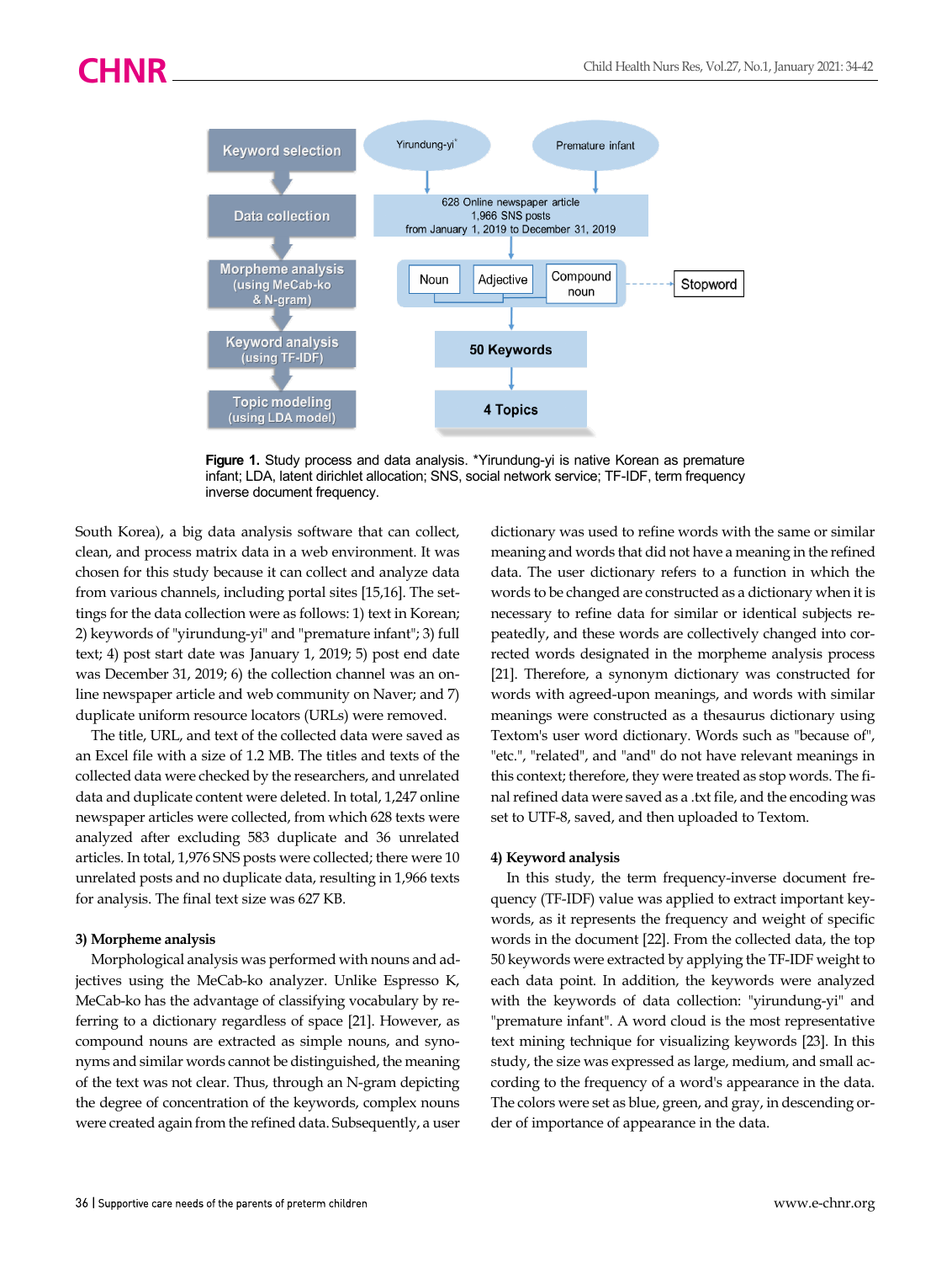Figure 1. Study process and data analysis. *Yirundung-yi is native Korean as premature infant; LDA, latent dirichlet allocation; SNS, social network service; TF-IDF, term frequency inverse document frequency.

South Korea), a big data analysis software that can collect, clean, and process matrix data in a web environment. It was chosen for this study because it can collect and analyze data from various channels, including portal sites [15,16]. The settings for the data collection were as follows: 1) text in Korean; 2) keywords of "yirundung-yi" and "premature infant"; 3) full text; 4) post start date was January 1, 2019; 5) post end date was December 31, 2019; 6) the collection channel was an online newspaper article and web community on Naver; and 7) duplicate uniform resource locators (URLs) were removed.

The title, URL, and text of the collected data were saved as an Excel file with a size of 1.2 MB. The titles and texts of the collected data were checked by the researchers, and unrelated data and duplicate content were deleted. In total, 1,247 online newspaper articles were collected, from which 628 texts were analyzed after excluding 583 duplicate and 36 unrelated articles. In total, 1,976 SNS posts were collected; there were 10 unrelated posts and no duplicate data, resulting in 1,966 texts for analysis. The final text size was 627 KB.

### 3) Morpheme analysis

Morphological analysis was performed with nouns and adjectives using the MeCab-ko analyzer. Unlike Espresso K, MeCab-ko has the advantage of classifying vocabulary by referring to a dictionary regardless of space [21]. However, as compound nouns are extracted as simple nouns, and synonyms and similar words cannot be distinguished, the meaning of the text was not clear. Thus, through an N-gram depicting the degree of concentration of the keywords, complex nouns were created again from the refined data. Subsequently, a user dictionary was used to refine words with the same or similar meaning and words that did not have a meaning in the refined data. The user dictionary refers to a function in which the words to be changed are constructed as a dictionary when it is necessary to refine data for similar or identical subjects repeatedly, and these words are collectively changed into corrected words designated in the morpheme analysis process [21]. Therefore, a synonym dictionary was constructed for words with agreed-upon meanings, and words with similar meanings were constructed as a thesaurus dictionary using Textom's user word dictionary. Words such as "because of", "etc.", "related", and "and" do not have relevant meanings in this context; therefore, they were treated as stop words. The final refined data were saved as a .txt file, and the encoding was set to UTF-8, saved, and then uploaded to Textom.

### 4) Keyword analysis

In this study, the term frequency-inverse document frequency (TF-IDF) value was applied to extract important keywords, as it represents the frequency and weight of specific words in the document [22]. From the collected data, the top 50 keywords were extracted by applying the TF-IDF weight to each data point. In addition, the keywords were analyzed with the keywords of data collection: "yirundung-yi" and "premature infant". A word cloud is the most representative text mining technique for visualizing keywords [23]. In this study, the size was expressed as large, medium, and small according to the frequency of a word's appearance in the data. The colors were set as blue, green, and gray, in descending order of importance of appearance in the data.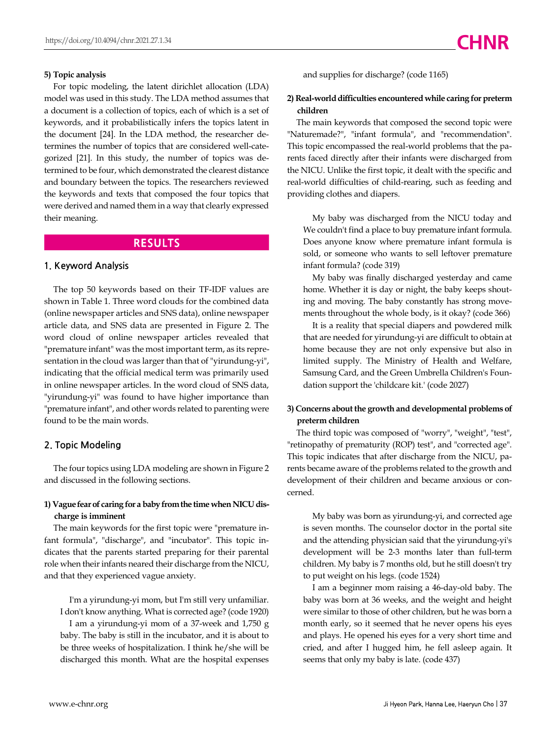#### 5) Topic analysis

For topic modeling, the latent dirichlet allocation (LDA) model was used in this study. The LDA method assumes that a document is a collection of topics, each of which is a set of keywords, and it probabilistically infers the topics latent in the document [24]. In the LDA method, the researcher determines the number of topics that are considered well-categorized [21]. In this study, the number of topics was determined to be four, which demonstrated the clearest distance and boundary between the topics. The researchers reviewed the keywords and texts that composed the four topics that were derived and named them in a way that clearly expressed their meaning.

## RESULTS

### 1. Keyword Analysis

The top 50 keywords based on their TF-IDF values are shown in Table 1. Three word clouds for the combined data (online newspaper articles and SNS data), online newspaper article data, and SNS data are presented in Figure 2. The word cloud of online newspaper articles revealed that "premature infant" was the most important term, as its representation in the cloud was larger than that of "yirundung-yi", indicating that the official medical term was primarily used in online newspaper articles. In the word cloud of SNS data, "yirundung-yi" was found to have higher importance than "premature infant", and other words related to parenting were found to be the main words.

### 2. Topic Modeling

The four topics using LDA modeling are shown in Figure 2 and discussed in the following sections.

#### 1) Vague fear of caring for a baby from the time when NICU discharge is imminent

The main keywords for the first topic were "premature infant formula", "discharge", and "incubator". This topic indicates that the parents started preparing for their parental role when their infants neared their discharge from the NICU, and that they experienced vague anxiety.

> I'm a yirundung-yi mom, but I'm still very unfamiliar. I don't know anything. What is corrected age? (code 1920)
>
> I am a yirundung-yi mom of a 37-week and 1,750 g baby. The baby is still in the incubator, and it is about to be three weeks of hospitalization. I think he/she will be discharged this month. What are the hospital expenses and supplies for discharge? (code 1165)

#### 2) Real-world difficulties encountered while caring for preterm children

The main keywords that composed the second topic were "Naturemade?", "infant formula", and "recommendation". This topic encompassed the real-world problems that the parents faced directly after their infants were discharged from the NICU. Unlike the first topic, it dealt with the specific and real-world difficulties of child-rearing, such as feeding and providing clothes and diapers.

> My baby was discharged from the NICU today and We couldn't find a place to buy premature infant formula. Does anyone know where premature infant formula is sold, or someone who wants to sell leftover premature infant formula? (code 319)
>
> My baby was finally discharged yesterday and came home. Whether it is day or night, the baby keeps shouting and moving. The baby constantly has strong movements throughout the whole body, is it okay? (code 366)
>
> It is a reality that special diapers and powdered milk that are needed for yirundung-yi are difficult to obtain at home because they are not only expensive but also in limited supply. The Ministry of Health and Welfare, Samsung Card, and the Green Umbrella Children's Foundation support the 'childcare kit.' (code 2027)

#### 3) Concerns about the growth and developmental problems of preterm children

The third topic was composed of "worry", "weight", "test", "retinopathy of prematurity (ROP) test", and "corrected age". This topic indicates that after discharge from the NICU, parents became aware of the problems related to the growth and development of their children and became anxious or concerned.

> My baby was born as yirundung-yi, and corrected age is seven months. The counselor doctor in the portal site and the attending physician said that the yirundung-yi's development will be 2-3 months later than full-term children. My baby is 7 months old, but he still doesn't try to put weight on his legs. (code 1524)
>
> I am a beginner mom raising a 46-day-old baby. The baby was born at 36 weeks, and the weight and height were similar to those of other children, but he was born a month early, so it seemed that he never opens his eyes and plays. He opened his eyes for a very short time and cried, and after I hugged him, he fell asleep again. It seems that only my baby is late. (code 437)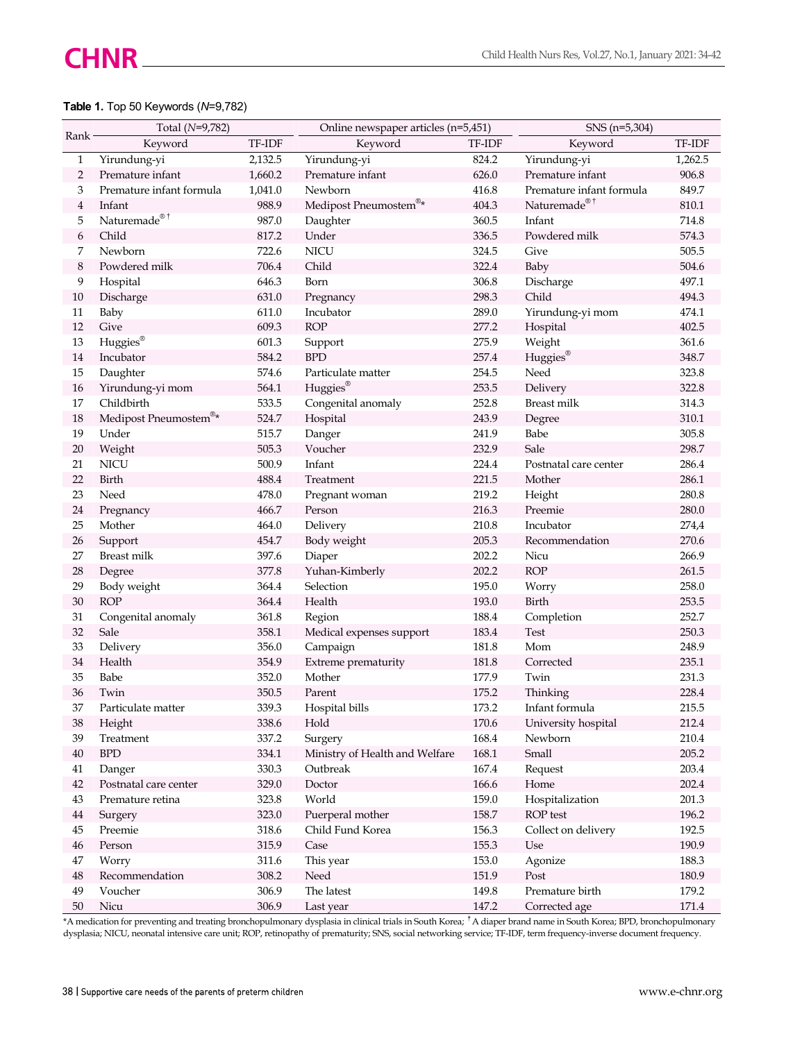**Table 1.** Top 50 Keywords (*N*=9,782)

| Rank | Total (*N*=9,782) | | Online newspaper articles (n=5,451) | | SNS (n=5,304) | |
|---|---|---|---|---|---|---|
| | Keyword | TF-IDF | Keyword | TF-IDF | Keyword | TF-IDF |
| 1 | Yirundung-yi | 2,132.5 | Yirundung-yi | 824.2 | Yirundung-yi | 1,262.5 |
| 2 | Premature infant | 1,660.2 | Premature infant | 626.0 | Premature infant | 906.8 |
| 3 | Premature infant formula | 1,041.0 | Newborn | 416.8 | Premature infant formula | 849.7 |
| 4 | Infant | 988.9 | Medipost Pneumostem®* | 404.3 | Naturemade®† | 810.1 |
| 5 | Naturemade®† | 987.0 | Daughter | 360.5 | Infant | 714.8 |
| 6 | Child | 817.2 | Under | 336.5 | Powdered milk | 574.3 |
| 7 | Newborn | 722.6 | NICU | 324.5 | Give | 505.5 |
| 8 | Powdered milk | 706.4 | Child | 322.4 | Baby | 504.6 |
| 9 | Hospital | 646.3 | Born | 306.8 | Discharge | 497.1 |
| 10 | Discharge | 631.0 | Pregnancy | 298.3 | Child | 494.3 |
| 11 | Baby | 611.0 | Incubator | 289.0 | Yirundung-yi mom | 474.1 |
| 12 | Give | 609.3 | ROP | 277.2 | Hospital | 402.5 |
| 13 | Huggies® | 601.3 | Support | 275.9 | Weight | 361.6 |
| 14 | Incubator | 584.2 | BPD | 257.4 | Huggies® | 348.7 |
| 15 | Daughter | 574.6 | Particulate matter | 254.5 | Need | 323.8 |
| 16 | Yirundung-yi mom | 564.1 | Huggies® | 253.5 | Delivery | 322.8 |
| 17 | Childbirth | 533.5 | Congenital anomaly | 252.8 | Breast milk | 314.3 |
| 18 | Medipost Pneumostem®* | 524.7 | Hospital | 243.9 | Degree | 310.1 |
| 19 | Under | 515.7 | Danger | 241.9 | Babe | 305.8 |
| 20 | Weight | 505.3 | Voucher | 232.9 | Sale | 298.7 |
| 21 | NICU | 500.9 | Infant | 224.4 | Postnatal care center | 286.4 |
| 22 | Birth | 488.4 | Treatment | 221.5 | Mother | 286.1 |
| 23 | Need | 478.0 | Pregnant woman | 219.2 | Height | 280.8 |
| 24 | Pregnancy | 466.7 | Person | 216.3 | Preemie | 280.0 |
| 25 | Mother | 464.0 | Delivery | 210.8 | Incubator | 274,4 |
| 26 | Support | 454.7 | Body weight | 205.3 | Recommendation | 270.6 |
| 27 | Breast milk | 397.6 | Diaper | 202.2 | Nicu | 266.9 |
| 28 | Degree | 377.8 | Yuhan-Kimberly | 202.2 | ROP | 261.5 |
| 29 | Body weight | 364.4 | Selection | 195.0 | Worry | 258.0 |
| 30 | ROP | 364.4 | Health | 193.0 | Birth | 253.5 |
| 31 | Congenital anomaly | 361.8 | Region | 188.4 | Completion | 252.7 |
| 32 | Sale | 358.1 | Medical expenses support | 183.4 | Test | 250.3 |
| 33 | Delivery | 356.0 | Campaign | 181.8 | Mom | 248.9 |
| 34 | Health | 354.9 | Extreme prematurity | 181.8 | Corrected | 235.1 |
| 35 | Babe | 352.0 | Mother | 177.9 | Twin | 231.3 |
| 36 | Twin | 350.5 | Parent | 175.2 | Thinking | 228.4 |
| 37 | Particulate matter | 339.3 | Hospital bills | 173.2 | Infant formula | 215.5 |
| 38 | Height | 338.6 | Hold | 170.6 | University hospital | 212.4 |
| 39 | Treatment | 337.2 | Surgery | 168.4 | Newborn | 210.4 |
| 40 | BPD | 334.1 | Ministry of Health and Welfare | 168.1 | Small | 205.2 |
| 41 | Danger | 330.3 | Outbreak | 167.4 | Request | 203.4 |
| 42 | Postnatal care center | 329.0 | Doctor | 166.6 | Home | 202.4 |
| 43 | Premature retina | 323.8 | World | 159.0 | Hospitalization | 201.3 |
| 44 | Surgery | 323.0 | Puerperal mother | 158.7 | ROP test | 196.2 |
| 45 | Preemie | 318.6 | Child Fund Korea | 156.3 | Collect on delivery | 192.5 |
| 46 | Person | 315.9 | Case | 155.3 | Use | 190.9 |
| 47 | Worry | 311.6 | This year | 153.0 | Agonize | 188.3 |
| 48 | Recommendation | 308.2 | Need | 151.9 | Post | 180.9 |
| 49 | Voucher | 306.9 | The latest | 149.8 | Premature birth | 179.2 |
| 50 | Nicu | 306.9 | Last year | 147.2 | Corrected age | 171.4 |

*A medication for preventing and treating bronchopulmonary dysplasia in clinical trials in South Korea; †A diaper brand name in South Korea; BPD, bronchopulmonary dysplasia; NICU, neonatal intensive care unit; ROP, retinopathy of prematurity; SNS, social networking service; TF-IDF, term frequency-inverse document frequency.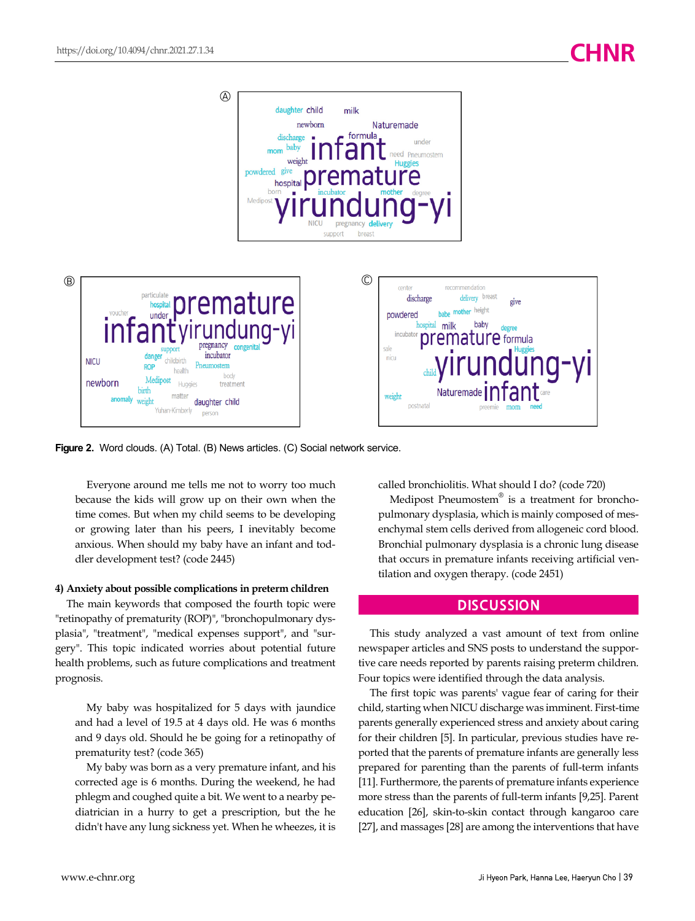Figure 2. Word clouds. (A) Total. (B) News articles. (C) Social network service.

> Everyone around me tells me not to worry too much because the kids will grow up on their own when the time comes. But when my child seems to be developing or growing later than his peers, I inevitably become anxious. When should my baby have an infant and toddler development test? (code 2445)

**4) Anxiety about possible complications in preterm children**

The main keywords that composed the fourth topic were "retinopathy of prematurity (ROP)", "bronchopulmonary dysplasia", "treatment", "medical expenses support", and "surgery". This topic indicated worries about potential future health problems, such as future complications and treatment prognosis.

> My baby was hospitalized for 5 days with jaundice and had a level of 19.5 at 4 days old. He was 6 months and 9 days old. Should he be going for a retinopathy of prematurity test? (code 365)
>
> My baby was born as a very premature infant, and his corrected age is 6 months. During the weekend, he had phlegm and coughed quite a bit. We went to a nearby pediatrician in a hurry to get a prescription, but the he didn't have any lung sickness yet. When he wheezes, it is called bronchiolitis. What should I do? (code 720)
>
> Medipost Pneumostem® is a treatment for bronchopulmonary dysplasia, which is mainly composed of mesenchymal stem cells derived from allogeneic cord blood. Bronchial pulmonary dysplasia is a chronic lung disease that occurs in premature infants receiving artificial ventilation and oxygen therapy. (code 2451)

## DISCUSSION

This study analyzed a vast amount of text from online newspaper articles and SNS posts to understand the supportive care needs reported by parents raising preterm children. Four topics were identified through the data analysis.

The first topic was parents' vague fear of caring for their child, starting when NICU discharge was imminent. First-time parents generally experienced stress and anxiety about caring for their children [5]. In particular, previous studies have reported that the parents of premature infants are generally less prepared for parenting than the parents of full-term infants [11]. Furthermore, the parents of premature infants experience more stress than the parents of full-term infants [9,25]. Parent education [26], skin-to-skin contact through kangaroo care [27], and massages [28] are among the interventions that have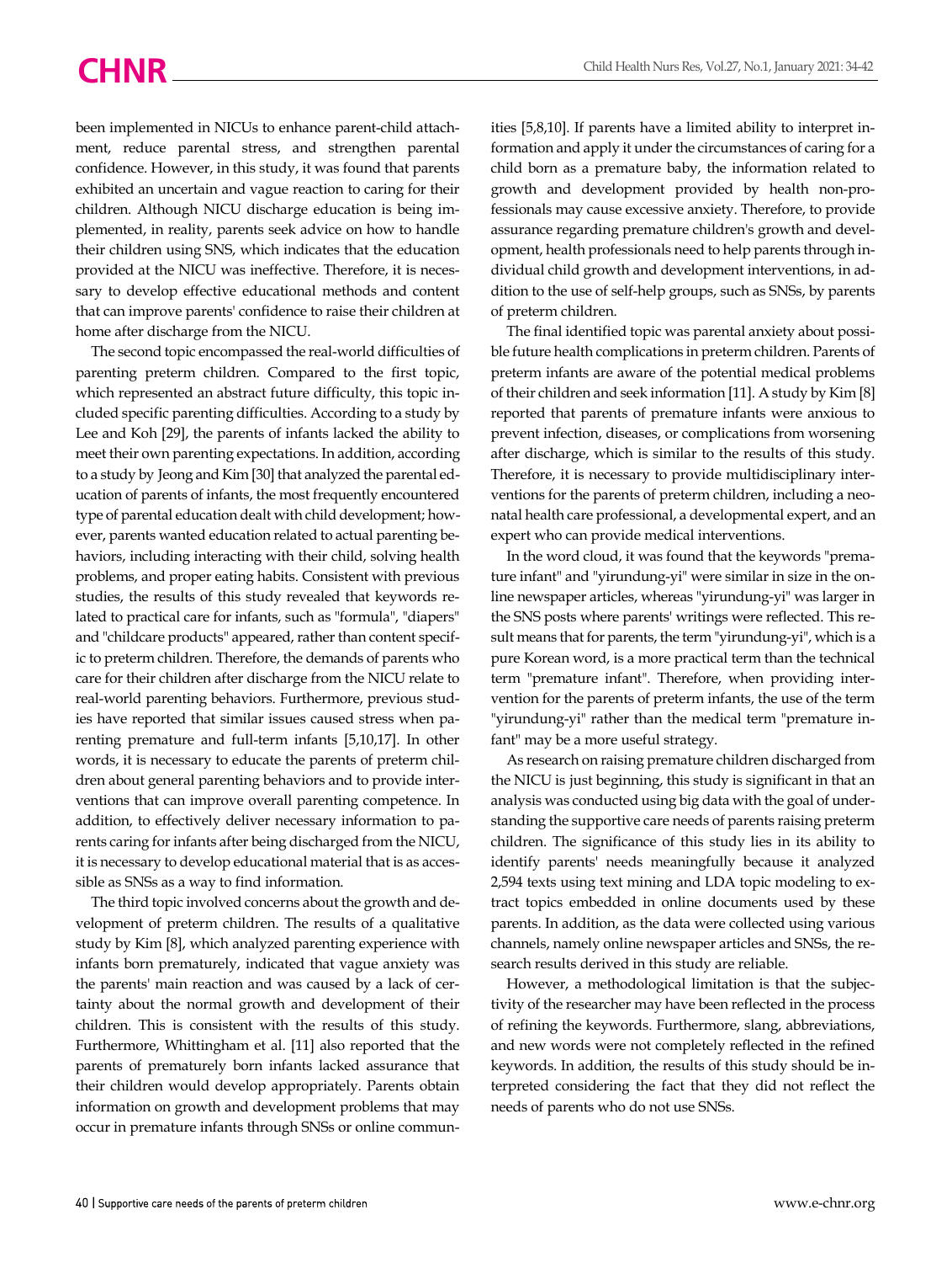been implemented in NICUs to enhance parent-child attachment, reduce parental stress, and strengthen parental confidence. However, in this study, it was found that parents exhibited an uncertain and vague reaction to caring for their children. Although NICU discharge education is being implemented, in reality, parents seek advice on how to handle their children using SNS, which indicates that the education provided at the NICU was ineffective. Therefore, it is necessary to develop effective educational methods and content that can improve parents' confidence to raise their children at home after discharge from the NICU.

The second topic encompassed the real-world difficulties of parenting preterm children. Compared to the first topic, which represented an abstract future difficulty, this topic included specific parenting difficulties. According to a study by Lee and Koh [29], the parents of infants lacked the ability to meet their own parenting expectations. In addition, according to a study by Jeong and Kim [30] that analyzed the parental education of parents of infants, the most frequently encountered type of parental education dealt with child development; however, parents wanted education related to actual parenting behaviors, including interacting with their child, solving health problems, and proper eating habits. Consistent with previous studies, the results of this study revealed that keywords related to practical care for infants, such as "formula", "diapers" and "childcare products" appeared, rather than content specific to preterm children. Therefore, the demands of parents who care for their children after discharge from the NICU relate to real-world parenting behaviors. Furthermore, previous studies have reported that similar issues caused stress when parenting premature and full-term infants [5,10,17]. In other words, it is necessary to educate the parents of preterm children about general parenting behaviors and to provide interventions that can improve overall parenting competence. In addition, to effectively deliver necessary information to parents caring for infants after being discharged from the NICU, it is necessary to develop educational material that is as accessible as SNSs as a way to find information.

The third topic involved concerns about the growth and development of preterm children. The results of a qualitative study by Kim [8], which analyzed parenting experience with infants born prematurely, indicated that vague anxiety was the parents' main reaction and was caused by a lack of certainty about the normal growth and development of their children. This is consistent with the results of this study. Furthermore, Whittingham et al. [11] also reported that the parents of prematurely born infants lacked assurance that their children would develop appropriately. Parents obtain information on growth and development problems that may occur in premature infants through SNSs or online communities [5,8,10]. If parents have a limited ability to interpret information and apply it under the circumstances of caring for a child born as a premature baby, the information related to growth and development provided by health non-professionals may cause excessive anxiety. Therefore, to provide assurance regarding premature children's growth and development, health professionals need to help parents through individual child growth and development interventions, in addition to the use of self-help groups, such as SNSs, by parents of preterm children.

The final identified topic was parental anxiety about possible future health complications in preterm children. Parents of preterm infants are aware of the potential medical problems of their children and seek information [11]. A study by Kim [8] reported that parents of premature infants were anxious to prevent infection, diseases, or complications from worsening after discharge, which is similar to the results of this study. Therefore, it is necessary to provide multidisciplinary interventions for the parents of preterm children, including a neonatal health care professional, a developmental expert, and an expert who can provide medical interventions.

In the word cloud, it was found that the keywords "premature infant" and "yirundung-yi" were similar in size in the online newspaper articles, whereas "yirundung-yi" was larger in the SNS posts where parents' writings were reflected. This result means that for parents, the term "yirundung-yi", which is a pure Korean word, is a more practical term than the technical term "premature infant". Therefore, when providing intervention for the parents of preterm infants, the use of the term "yirundung-yi" rather than the medical term "premature infant" may be a more useful strategy.

As research on raising premature children discharged from the NICU is just beginning, this study is significant in that an analysis was conducted using big data with the goal of understanding the supportive care needs of parents raising preterm children. The significance of this study lies in its ability to identify parents' needs meaningfully because it analyzed 2,594 texts using text mining and LDA topic modeling to extract topics embedded in online documents used by these parents. In addition, as the data were collected using various channels, namely online newspaper articles and SNSs, the research results derived in this study are reliable.

However, a methodological limitation is that the subjectivity of the researcher may have been reflected in the process of refining the keywords. Furthermore, slang, abbreviations, and new words were not completely reflected in the refined keywords. In addition, the results of this study should be interpreted considering the fact that they did not reflect the needs of parents who do not use SNSs.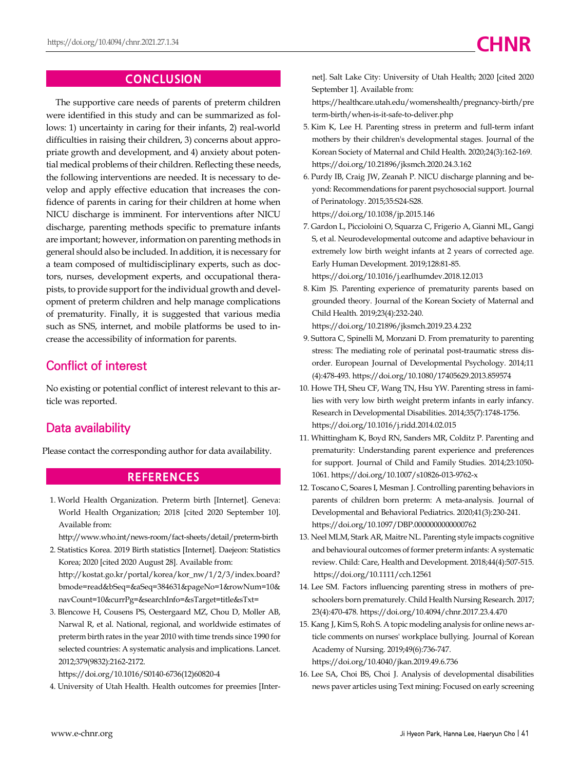## CONCLUSION

The supportive care needs of parents of preterm children were identified in this study and can be summarized as follows: 1) uncertainty in caring for their infants, 2) real-world difficulties in raising their children, 3) concerns about appropriate growth and development, and 4) anxiety about potential medical problems of their children. Reflecting these needs, the following interventions are needed. It is necessary to develop and apply effective education that increases the confidence of parents in caring for their children at home when NICU discharge is imminent. For interventions after NICU discharge, parenting methods specific to premature infants are important; however, information on parenting methods in general should also be included. In addition, it is necessary for a team composed of multidisciplinary experts, such as doctors, nurses, development experts, and occupational therapists, to provide support for the individual growth and development of preterm children and help manage complications of prematurity. Finally, it is suggested that various media such as SNS, internet, and mobile platforms be used to increase the accessibility of information for parents.

## Conflict of interest

No existing or potential conflict of interest relevant to this article was reported.

## Data availability

Please contact the corresponding author for data availability.

## REFERENCES

1. World Health Organization. Preterm birth [Internet]. Geneva: World Health Organization; 2018 [cited 2020 September 10]. Available from: http://www.who.int/news-room/fact-sheets/detail/preterm-birth
2. Statistics Korea. 2019 Birth statistics [Internet]. Daejeon: Statistics Korea; 2020 [cited 2020 August 28]. Available from: http://kostat.go.kr/portal/korea/kor_nw/1/2/3/index.board?bmode=read&bSeq=&aSeq=384631&pageNo=1&rowNum=10&navCount=10&currPg=&searchInfo=&sTarget=title&sTxt=
3. Blencowe H, Cousens PS, Oestergaard MZ, Chou D, Moller AB, Narwal R, et al. National, regional, and worldwide estimates of preterm birth rates in the year 2010 with time trends since 1990 for selected countries: A systematic analysis and implications. Lancet. 2012;379(9832):2162-2172. https://doi.org/10.1016/S0140-6736(12)60820-4
4. University of Utah Health. Health outcomes for preemies [Internet]. Salt Lake City: University of Utah Health; 2020 [cited 2020 September 1]. Available from: https://healthcare.utah.edu/womenshealth/pregnancy-birth/preterm-birth/when-is-it-safe-to-deliver.php
5. Kim K, Lee H. Parenting stress in preterm and full-term infant mothers by their children's developmental stages. Journal of the Korean Society of Maternal and Child Health. 2020;24(3):162-169. https://doi.org/10.21896/jksmch.2020.24.3.162
6. Purdy IB, Craig JW, Zeanah P. NICU discharge planning and beyond: Recommendations for parent psychosocial support. Journal of Perinatology. 2015;35:S24-S28. https://doi.org/10.1038/jp.2015.146
7. Gardon L, Piccioloini O, Squarza C, Frigerio A, Gianni ML, Gangi S, et al. Neurodevelopmental outcome and adaptive behaviour in extremely low birth weight infants at 2 years of corrected age. Early Human Development. 2019;128:81-85. https://doi.org/10.1016/j.earlhumdev.2018.12.013
8. Kim JS. Parenting experience of prematurity parents based on grounded theory. Journal of the Korean Society of Maternal and Child Health. 2019;23(4):232-240. https://doi.org/10.21896/jksmch.2019.23.4.232
9. Suttora C, Spinelli M, Monzani D. From prematurity to parenting stress: The mediating role of perinatal post-traumatic stress disorder. European Journal of Developmental Psychology. 2014;11(4):478-493. https://doi.org/10.1080/17405629.2013.859574
10. Howe TH, Sheu CF, Wang TN, Hsu YW. Parenting stress in families with very low birth weight preterm infants in early infancy. Research in Developmental Disabilities. 2014;35(7):1748-1756. https://doi.org/10.1016/j.ridd.2014.02.015
11. Whittingham K, Boyd RN, Sanders MR, Colditz P. Parenting and prematurity: Understanding parent experience and preferences for support. Journal of Child and Family Studies. 2014;23:1050-1061. https://doi.org/10.1007/s10826-013-9762-x
12. Toscano C, Soares I, Mesman J. Controlling parenting behaviors in parents of children born preterm: A meta-analysis. Journal of Developmental and Behavioral Pediatrics. 2020;41(3):230-241. https://doi.org/10.1097/DBP.0000000000000762
13. Neel MLM, Stark AR, Maitre NL. Parenting style impacts cognitive and behavioural outcomes of former preterm infants: A systematic review. Child: Care, Health and Development. 2018;44(4):507-515. https://doi.org/10.1111/cch.12561
14. Lee SM. Factors influencing parenting stress in mothers of preschoolers born prematurely. Child Health Nursing Research. 2017;23(4):470-478. https://doi.org/10.4094/chnr.2017.23.4.470
15. Kang J, Kim S, Roh S. A topic modeling analysis for online news article comments on nurses' workplace bullying. Journal of Korean Academy of Nursing. 2019;49(6):736-747. https://doi.org/10.4040/jkan.2019.49.6.736
16. Lee SA, Choi BS, Choi J. Analysis of developmental disabilities news paver articles using Text mining: Focused on early screening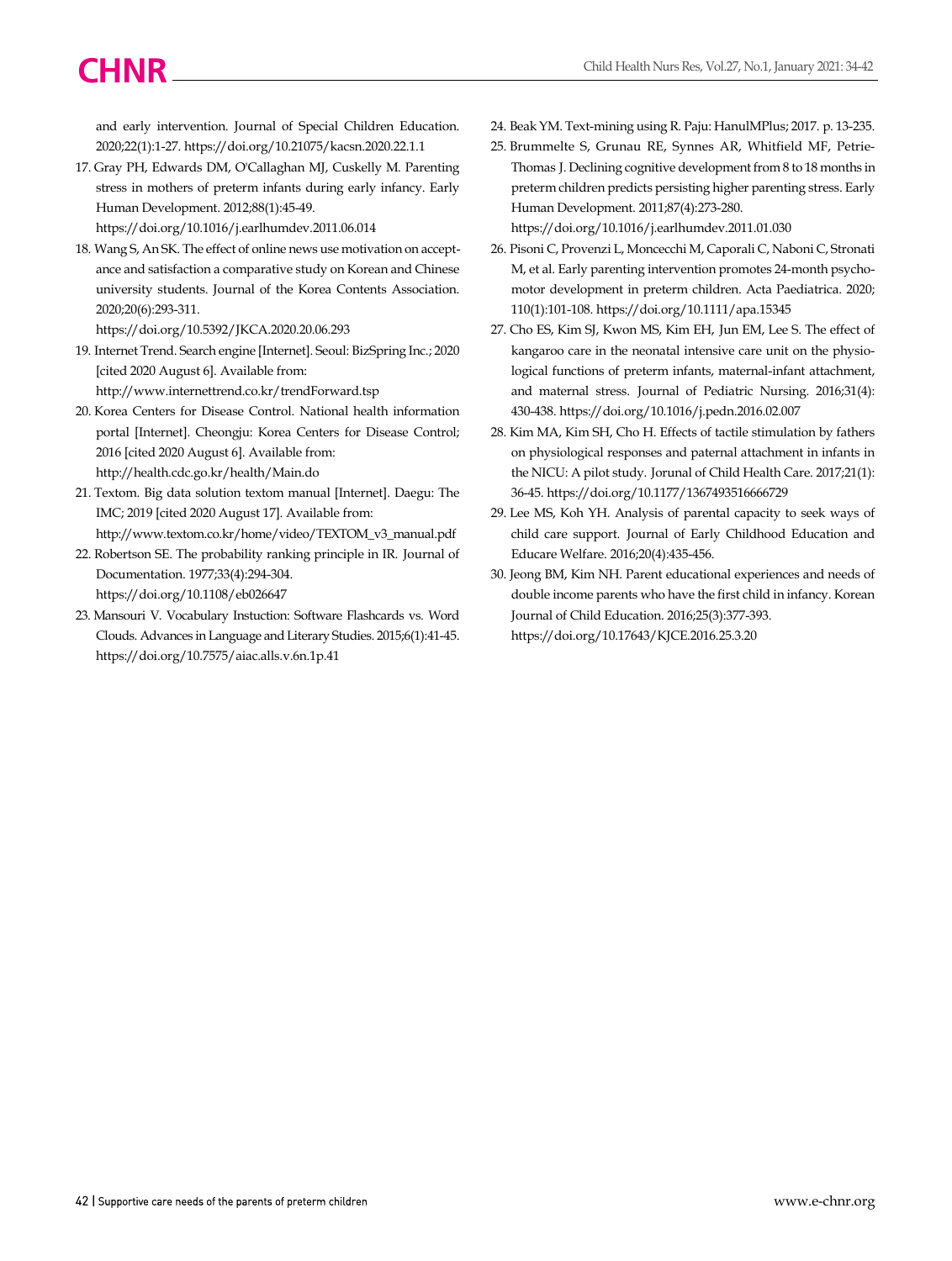and early intervention. Journal of Special Children Education. 2020;22(1):1-27. https://doi.org/10.21075/kacsn.2020.22.1.1

17. Gray PH, Edwards DM, O'Callaghan MJ, Cuskelly M. Parenting stress in mothers of preterm infants during early infancy. Early Human Development. 2012;88(1):45-49. https://doi.org/10.1016/j.earlhumdev.2011.06.014
18. Wang S, An SK. The effect of online news use motivation on acceptance and satisfaction a comparative study on Korean and Chinese university students. Journal of the Korea Contents Association. 2020;20(6):293-311. https://doi.org/10.5392/JKCA.2020.20.06.293
19. Internet Trend. Search engine [Internet]. Seoul: BizSpring Inc.; 2020 [cited 2020 August 6]. Available from: http://www.internettrend.co.kr/trendForward.tsp
20. Korea Centers for Disease Control. National health information portal [Internet]. Cheongju: Korea Centers for Disease Control; 2016 [cited 2020 August 6]. Available from: http://health.cdc.go.kr/health/Main.do
21. Textom. Big data solution textom manual [Internet]. Daegu: The IMC; 2019 [cited 2020 August 17]. Available from: http://www.textom.co.kr/home/video/TEXTOM_v3_manual.pdf
22. Robertson SE. The probability ranking principle in IR. Journal of Documentation. 1977;33(4):294-304. https://doi.org/10.1108/eb026647
23. Mansouri V. Vocabulary Instuction: Software Flashcards vs. Word Clouds. Advances in Language and Literary Studies. 2015;6(1):41-45. https://doi.org/10.7575/aiac.alls.v.6n.1p.41
24. Beak YM. Text-mining using R. Paju: HanulMPlus; 2017. p. 13-235.
25. Brummelte S, Grunau RE, Synnes AR, Whitfield MF, Petrie-Thomas J. Declining cognitive development from 8 to 18 months in preterm children predicts persisting higher parenting stress. Early Human Development. 2011;87(4):273-280. https://doi.org/10.1016/j.earlhumdev.2011.01.030
26. Pisoni C, Provenzi L, Moncecchi M, Caporali C, Naboni C, Stronati M, et al. Early parenting intervention promotes 24-month psychomotor development in preterm children. Acta Paediatrica. 2020; 110(1):101-108. https://doi.org/10.1111/apa.15345
27. Cho ES, Kim SJ, Kwon MS, Kim EH, Jun EM, Lee S. The effect of kangaroo care in the neonatal intensive care unit on the physiological functions of preterm infants, maternal-infant attachment, and maternal stress. Journal of Pediatric Nursing. 2016;31(4): 430-438. https://doi.org/10.1016/j.pedn.2016.02.007
28. Kim MA, Kim SH, Cho H. Effects of tactile stimulation by fathers on physiological responses and paternal attachment in infants in the NICU: A pilot study. Jorunal of Child Health Care. 2017;21(1): 36-45. https://doi.org/10.1177/1367493516666729
29. Lee MS, Koh YH. Analysis of parental capacity to seek ways of child care support. Journal of Early Childhood Education and Educare Welfare. 2016;20(4):435-456.
30. Jeong BM, Kim NH. Parent educational experiences and needs of double income parents who have the first child in infancy. Korean Journal of Child Education. 2016;25(3):377-393. https://doi.org/10.17643/KJCE.2016.25.3.20